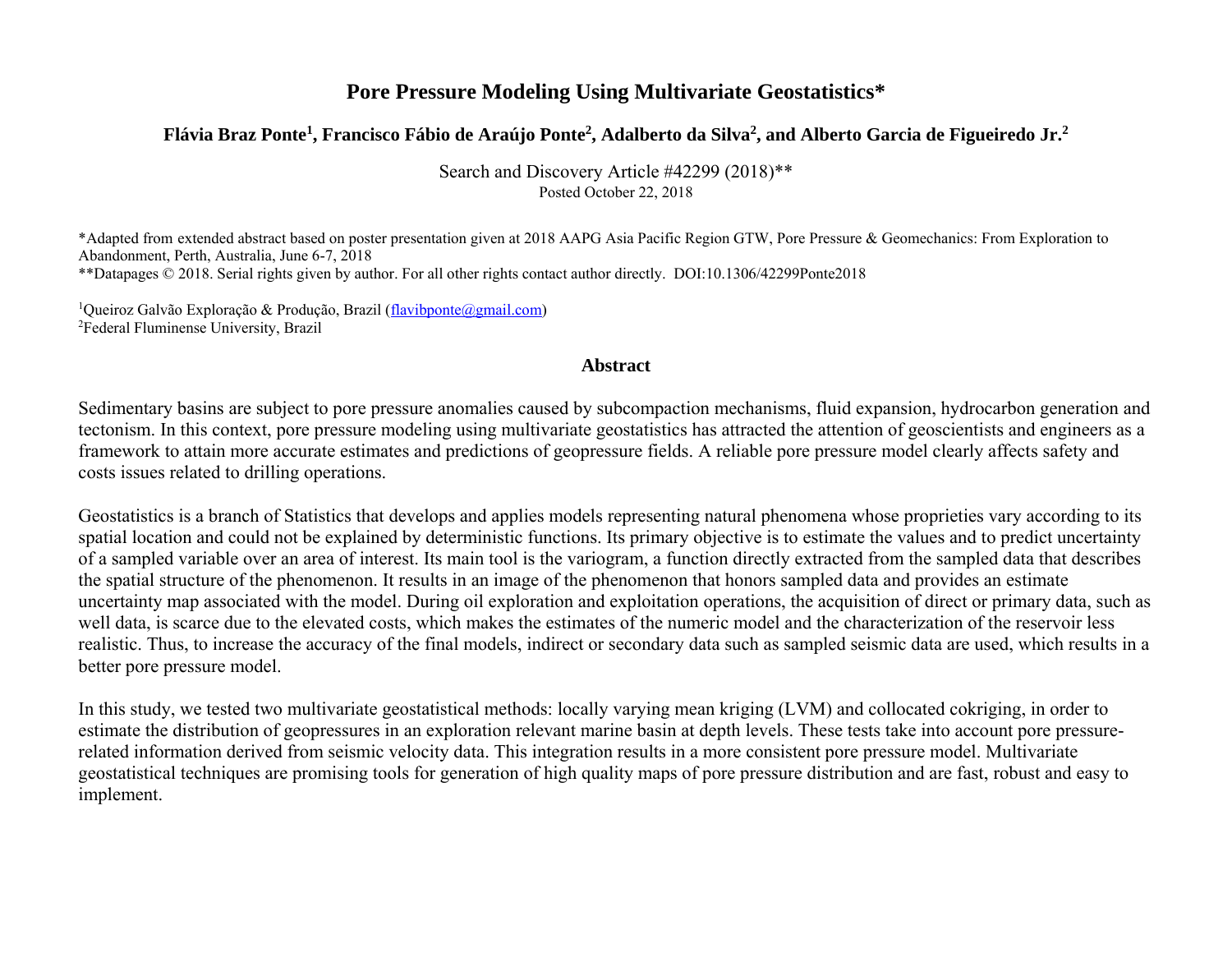# Pore Pressure Modeling Using Multivariate Geostatistics*

**Flávia Braz Ponte[1], Francisco Fábio de Araújo Ponte[2], Adalberto da Silva[2], and Alberto Garcia de Figueiredo Jr.[2]**

Search and Discovery Article #42299 (2018)**
Posted October 22, 2018

*Adapted from extended abstract based on poster presentation given at 2018 AAPG Asia Pacific Region GTW, Pore Pressure & Geomechanics: From Exploration to Abandonment, Perth, Australia, June 6-7, 2018
**Datapages © 2018. Serial rights given by author. For all other rights contact author directly. DOI:10.1306/42299Ponte2018

[1]Queiroz Galvão Exploração & Produção, Brazil (flavibponte@gmail.com)
[2]Federal Fluminense University, Brazil

## Abstract

Sedimentary basins are subject to pore pressure anomalies caused by subcompaction mechanisms, fluid expansion, hydrocarbon generation and tectonism. In this context, pore pressure modeling using multivariate geostatistics has attracted the attention of geoscientists and engineers as a framework to attain more accurate estimates and predictions of geopressure fields. A reliable pore pressure model clearly affects safety and costs issues related to drilling operations.

Geostatistics is a branch of Statistics that develops and applies models representing natural phenomena whose proprieties vary according to its spatial location and could not be explained by deterministic functions. Its primary objective is to estimate the values and to predict uncertainty of a sampled variable over an area of interest. Its main tool is the variogram, a function directly extracted from the sampled data that describes the spatial structure of the phenomenon. It results in an image of the phenomenon that honors sampled data and provides an estimate uncertainty map associated with the model. During oil exploration and exploitation operations, the acquisition of direct or primary data, such as well data, is scarce due to the elevated costs, which makes the estimates of the numeric model and the characterization of the reservoir less realistic. Thus, to increase the accuracy of the final models, indirect or secondary data such as sampled seismic data are used, which results in a better pore pressure model.

In this study, we tested two multivariate geostatistical methods: locally varying mean kriging (LVM) and collocated cokriging, in order to estimate the distribution of geopressures in an exploration relevant marine basin at depth levels. These tests take into account pore pressure-related information derived from seismic velocity data. This integration results in a more consistent pore pressure model. Multivariate geostatistical techniques are promising tools for generation of high quality maps of pore pressure distribution and are fast, robust and easy to implement.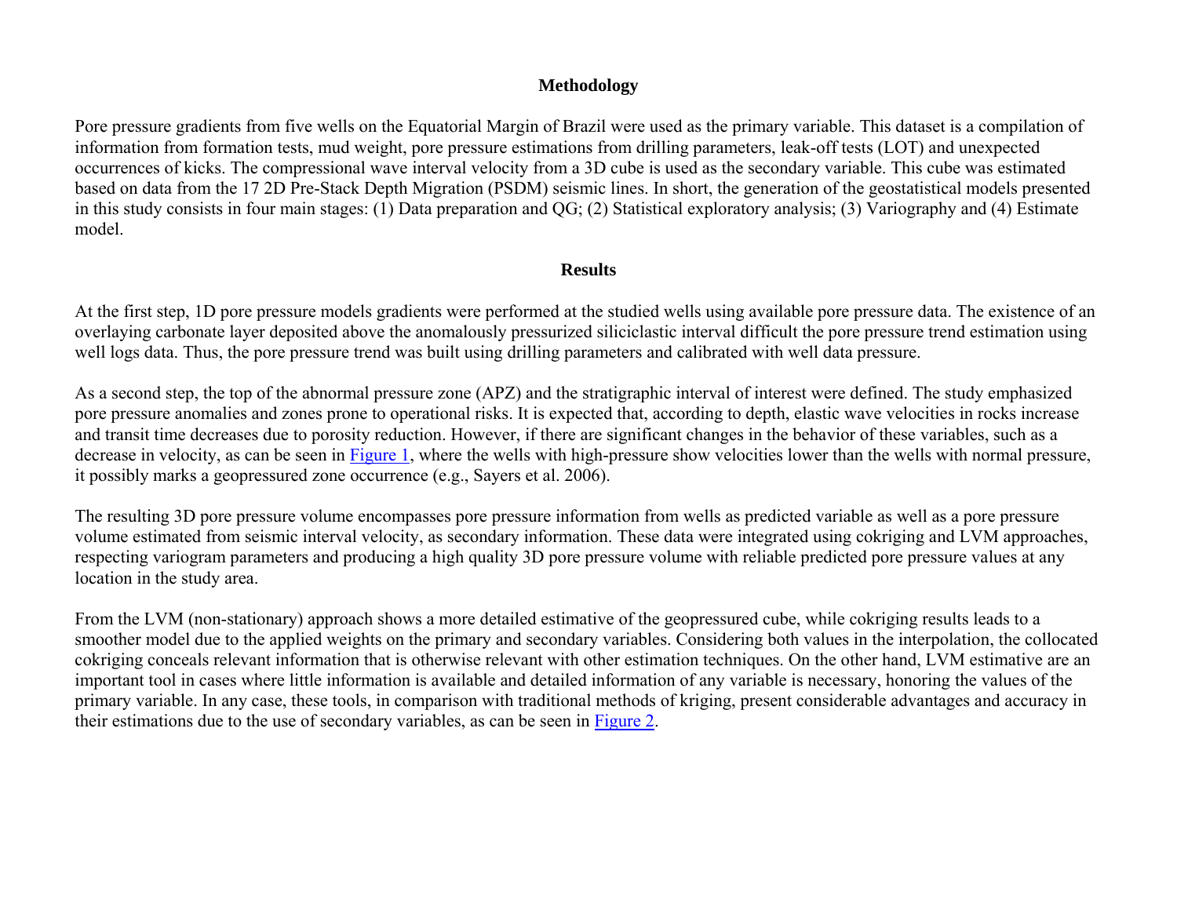## Methodology

Pore pressure gradients from five wells on the Equatorial Margin of Brazil were used as the primary variable. This dataset is a compilation of information from formation tests, mud weight, pore pressure estimations from drilling parameters, leak-off tests (LOT) and unexpected occurrences of kicks. The compressional wave interval velocity from a 3D cube is used as the secondary variable. This cube was estimated based on data from the 17 2D Pre-Stack Depth Migration (PSDM) seismic lines. In short, the generation of the geostatistical models presented in this study consists in four main stages: (1) Data preparation and QG; (2) Statistical exploratory analysis; (3) Variography and (4) Estimate model.

## Results

At the first step, 1D pore pressure models gradients were performed at the studied wells using available pore pressure data. The existence of an overlaying carbonate layer deposited above the anomalously pressurized siliciclastic interval difficult the pore pressure trend estimation using well logs data. Thus, the pore pressure trend was built using drilling parameters and calibrated with well data pressure.

As a second step, the top of the abnormal pressure zone (APZ) and the stratigraphic interval of interest were defined. The study emphasized pore pressure anomalies and zones prone to operational risks. It is expected that, according to depth, elastic wave velocities in rocks increase and transit time decreases due to porosity reduction. However, if there are significant changes in the behavior of these variables, such as a decrease in velocity, as can be seen in Figure 1, where the wells with high-pressure show velocities lower than the wells with normal pressure, it possibly marks a geopressured zone occurrence (e.g., Sayers et al. 2006).

The resulting 3D pore pressure volume encompasses pore pressure information from wells as predicted variable as well as a pore pressure volume estimated from seismic interval velocity, as secondary information. These data were integrated using cokriging and LVM approaches, respecting variogram parameters and producing a high quality 3D pore pressure volume with reliable predicted pore pressure values at any location in the study area.

From the LVM (non-stationary) approach shows a more detailed estimative of the geopressured cube, while cokriging results leads to a smoother model due to the applied weights on the primary and secondary variables. Considering both values in the interpolation, the collocated cokriging conceals relevant information that is otherwise relevant with other estimation techniques. On the other hand, LVM estimative are an important tool in cases where little information is available and detailed information of any variable is necessary, honoring the values of the primary variable. In any case, these tools, in comparison with traditional methods of kriging, present considerable advantages and accuracy in their estimations due to the use of secondary variables, as can be seen in Figure 2.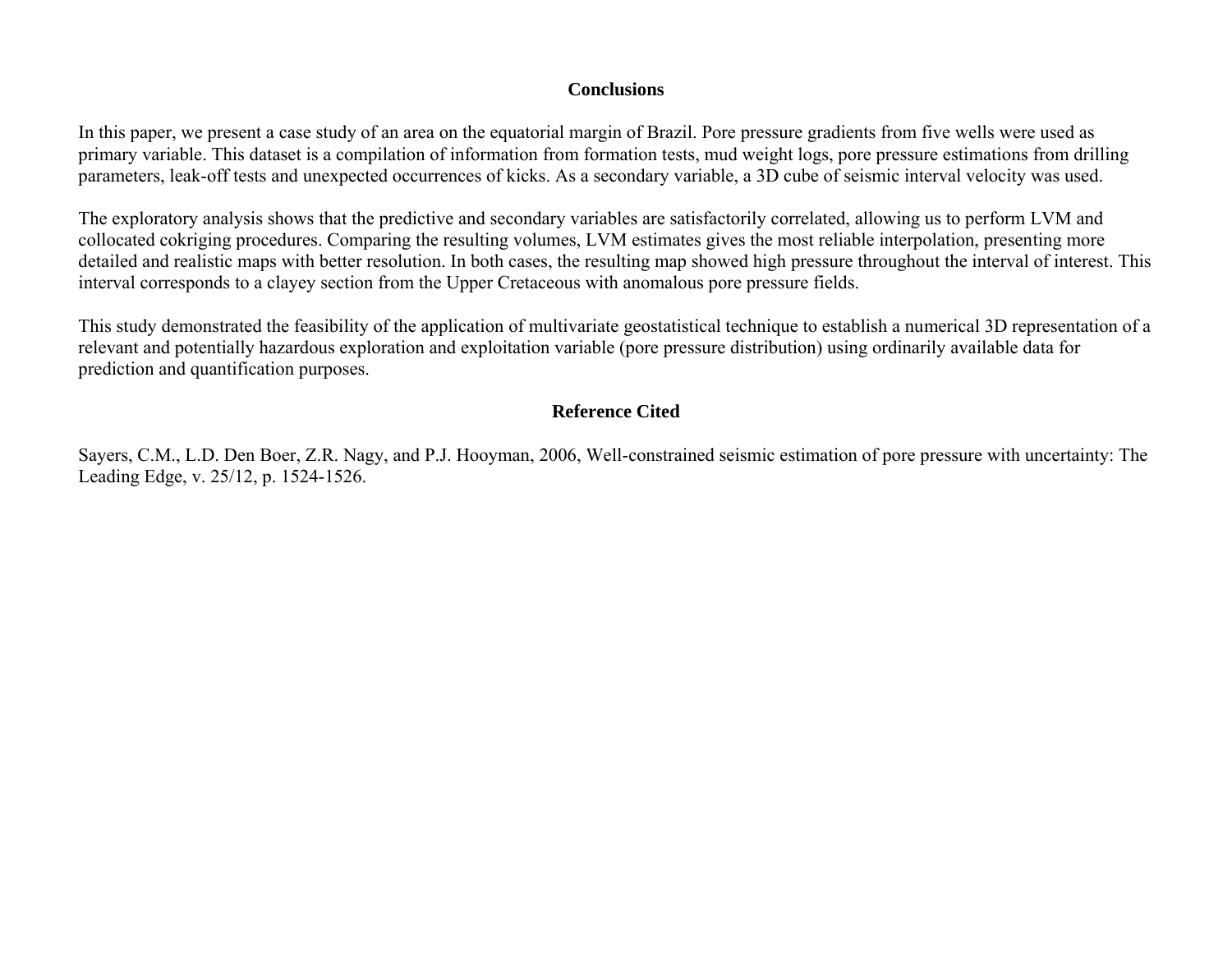## Conclusions

In this paper, we present a case study of an area on the equatorial margin of Brazil. Pore pressure gradients from five wells were used as primary variable. This dataset is a compilation of information from formation tests, mud weight logs, pore pressure estimations from drilling parameters, leak-off tests and unexpected occurrences of kicks. As a secondary variable, a 3D cube of seismic interval velocity was used.

The exploratory analysis shows that the predictive and secondary variables are satisfactorily correlated, allowing us to perform LVM and collocated cokriging procedures. Comparing the resulting volumes, LVM estimates gives the most reliable interpolation, presenting more detailed and realistic maps with better resolution. In both cases, the resulting map showed high pressure throughout the interval of interest. This interval corresponds to a clayey section from the Upper Cretaceous with anomalous pore pressure fields.

This study demonstrated the feasibility of the application of multivariate geostatistical technique to establish a numerical 3D representation of a relevant and potentially hazardous exploration and exploitation variable (pore pressure distribution) using ordinarily available data for prediction and quantification purposes.

## Reference Cited

Sayers, C.M., L.D. Den Boer, Z.R. Nagy, and P.J. Hooyman, 2006, Well-constrained seismic estimation of pore pressure with uncertainty: The Leading Edge, v. 25/12, p. 1524-1526.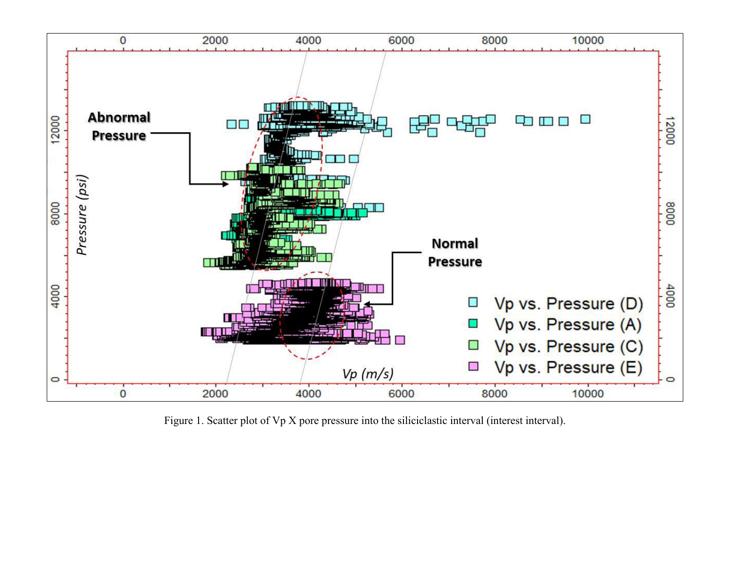Figure 1. Scatter plot of Vp X pore pressure into the siliciclastic interval (interest interval).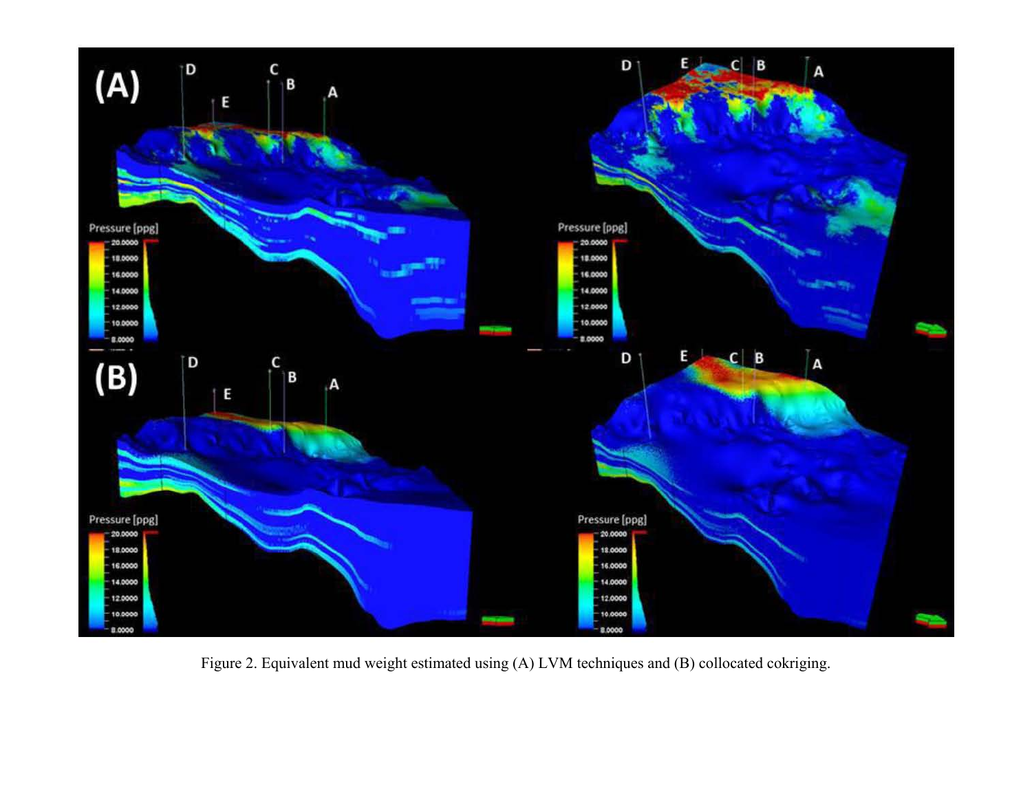(A)

D E C B A

Pressure [ppg]

20.0000
18.0000
16.0000
14.0000
12.0000
10.0000
8.0000

D E C B A

Pressure [ppg]

20.0000
18.0000
16.0000
14.0000
12.0000
10.0000
8.0000

(B)

D E C B A

Pressure [ppg]

20.0000
18.0000
16.0000
14.0000
12.0000
10.0000
8.0000

D E C B A

Pressure [ppg]

20.0000
18.0000
16.0000
14.0000
12.0000
10.0000
8.0000

Figure 2. Equivalent mud weight estimated using (A) LVM techniques and (B) collocated cokriging.